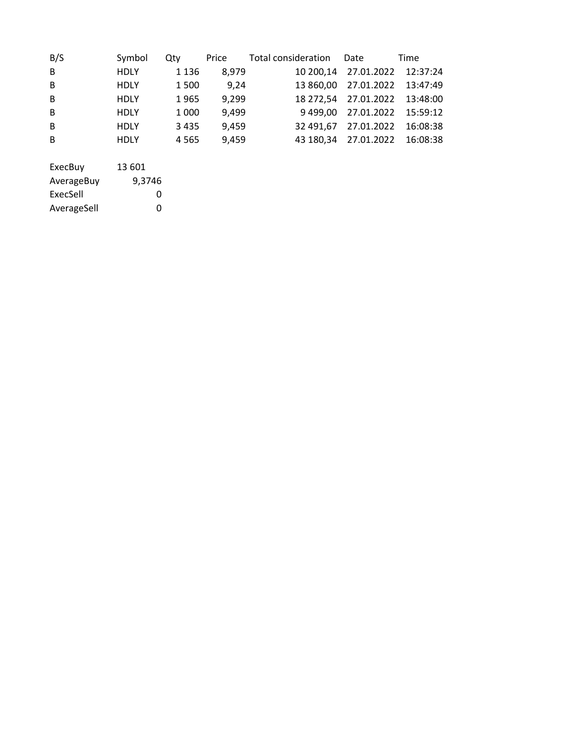| B/S | Symbol | Qty | Price | Total consideration | Date | Time |
|---|---|---|---|---|---|---|
| B | HDLY | 1 136 | 8,979 | 10 200,14 | 27.01.2022 | 12:37:24 |
| B | HDLY | 1 500 | 9,24 | 13 860,00 | 27.01.2022 | 13:47:49 |
| B | HDLY | 1 965 | 9,299 | 18 272,54 | 27.01.2022 | 13:48:00 |
| B | HDLY | 1 000 | 9,499 | 9 499,00 | 27.01.2022 | 15:59:12 |
| B | HDLY | 3 435 | 9,459 | 32 491,67 | 27.01.2022 | 16:08:38 |
| B | HDLY | 4 565 | 9,459 | 43 180,34 | 27.01.2022 | 16:08:38 |

| | |
|---|---|
| ExecBuy | 13 601 |
| AverageBuy | 9,3746 |
| ExecSell | 0 |
| AverageSell | 0 |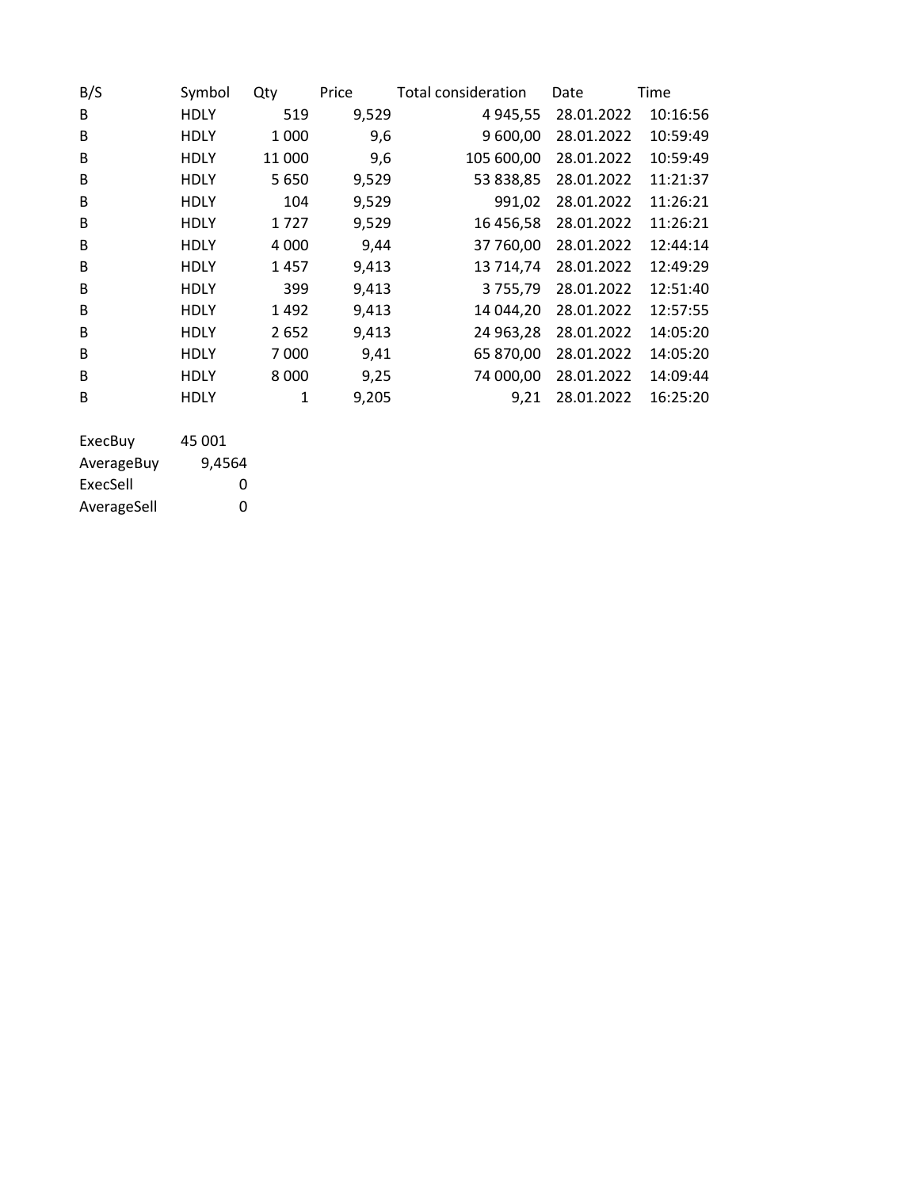| B/S | Symbol | Qty | Price | Total consideration | Date | Time |
|---|---|---|---|---|---|---|
| B | HDLY | 519 | 9,529 | 4 945,55 | 28.01.2022 | 10:16:56 |
| B | HDLY | 1 000 | 9,6 | 9 600,00 | 28.01.2022 | 10:59:49 |
| B | HDLY | 11 000 | 9,6 | 105 600,00 | 28.01.2022 | 10:59:49 |
| B | HDLY | 5 650 | 9,529 | 53 838,85 | 28.01.2022 | 11:21:37 |
| B | HDLY | 104 | 9,529 | 991,02 | 28.01.2022 | 11:26:21 |
| B | HDLY | 1 727 | 9,529 | 16 456,58 | 28.01.2022 | 11:26:21 |
| B | HDLY | 4 000 | 9,44 | 37 760,00 | 28.01.2022 | 12:44:14 |
| B | HDLY | 1 457 | 9,413 | 13 714,74 | 28.01.2022 | 12:49:29 |
| B | HDLY | 399 | 9,413 | 3 755,79 | 28.01.2022 | 12:51:40 |
| B | HDLY | 1 492 | 9,413 | 14 044,20 | 28.01.2022 | 12:57:55 |
| B | HDLY | 2 652 | 9,413 | 24 963,28 | 28.01.2022 | 14:05:20 |
| B | HDLY | 7 000 | 9,41 | 65 870,00 | 28.01.2022 | 14:05:20 |
| B | HDLY | 8 000 | 9,25 | 74 000,00 | 28.01.2022 | 14:09:44 |
| B | HDLY | 1 | 9,205 | 9,21 | 28.01.2022 | 16:25:20 |

| | |
|---|---|
| ExecBuy | 45 001 |
| AverageBuy | 9,4564 |
| ExecSell | 0 |
| AverageSell | 0 |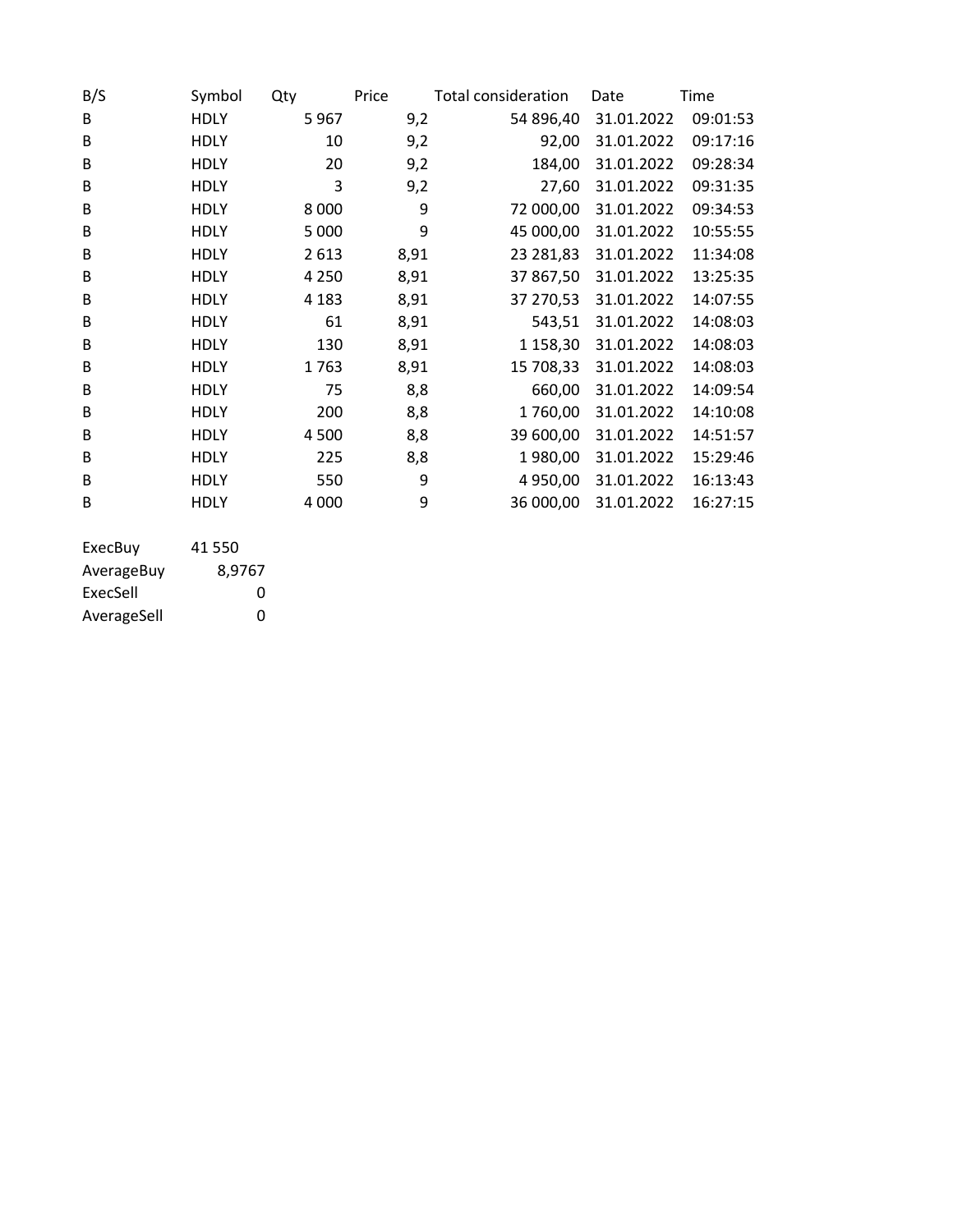| B/S | Symbol | Qty | Price | Total consideration | Date | Time |
|---|---|---|---|---|---|---|
| B | HDLY | 5 967 | 9,2 | 54 896,40 | 31.01.2022 | 09:01:53 |
| B | HDLY | 10 | 9,2 | 92,00 | 31.01.2022 | 09:17:16 |
| B | HDLY | 20 | 9,2 | 184,00 | 31.01.2022 | 09:28:34 |
| B | HDLY | 3 | 9,2 | 27,60 | 31.01.2022 | 09:31:35 |
| B | HDLY | 8 000 | 9 | 72 000,00 | 31.01.2022 | 09:34:53 |
| B | HDLY | 5 000 | 9 | 45 000,00 | 31.01.2022 | 10:55:55 |
| B | HDLY | 2 613 | 8,91 | 23 281,83 | 31.01.2022 | 11:34:08 |
| B | HDLY | 4 250 | 8,91 | 37 867,50 | 31.01.2022 | 13:25:35 |
| B | HDLY | 4 183 | 8,91 | 37 270,53 | 31.01.2022 | 14:07:55 |
| B | HDLY | 61 | 8,91 | 543,51 | 31.01.2022 | 14:08:03 |
| B | HDLY | 130 | 8,91 | 1 158,30 | 31.01.2022 | 14:08:03 |
| B | HDLY | 1 763 | 8,91 | 15 708,33 | 31.01.2022 | 14:08:03 |
| B | HDLY | 75 | 8,8 | 660,00 | 31.01.2022 | 14:09:54 |
| B | HDLY | 200 | 8,8 | 1 760,00 | 31.01.2022 | 14:10:08 |
| B | HDLY | 4 500 | 8,8 | 39 600,00 | 31.01.2022 | 14:51:57 |
| B | HDLY | 225 | 8,8 | 1 980,00 | 31.01.2022 | 15:29:46 |
| B | HDLY | 550 | 9 | 4 950,00 | 31.01.2022 | 16:13:43 |
| B | HDLY | 4 000 | 9 | 36 000,00 | 31.01.2022 | 16:27:15 |

| | |
|---|---|
| ExecBuy | 41 550 |
| AverageBuy | 8,9767 |
| ExecSell | 0 |
| AverageSell | 0 |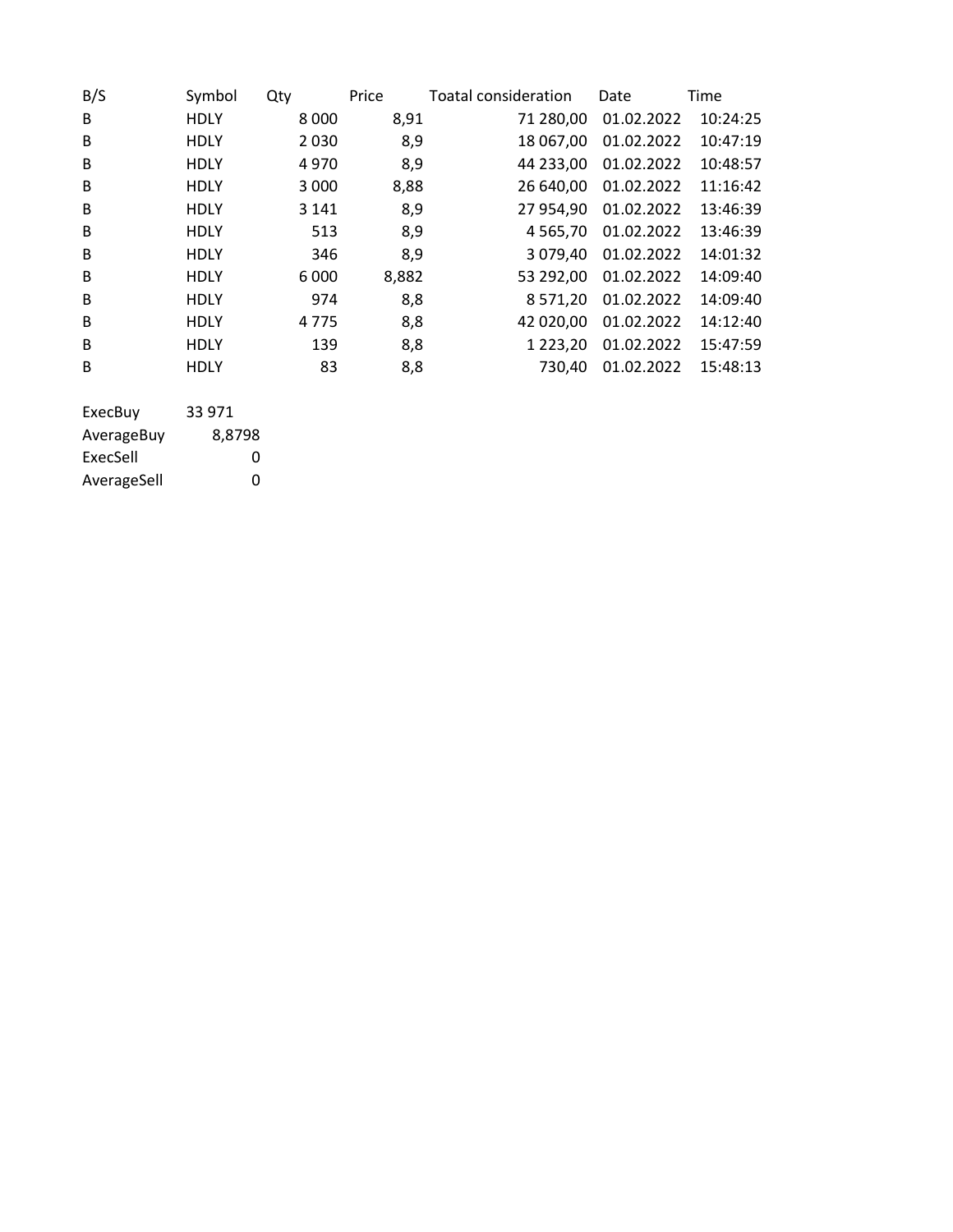| B/S | Symbol | Qty | Price | Toatal consideration | Date | Time |
| --- | --- | --- | --- | --- | --- | --- |
| B | HDLY | 8 000 | 8,91 | 71 280,00 | 01.02.2022 | 10:24:25 |
| B | HDLY | 2 030 | 8,9 | 18 067,00 | 01.02.2022 | 10:47:19 |
| B | HDLY | 4 970 | 8,9 | 44 233,00 | 01.02.2022 | 10:48:57 |
| B | HDLY | 3 000 | 8,88 | 26 640,00 | 01.02.2022 | 11:16:42 |
| B | HDLY | 3 141 | 8,9 | 27 954,90 | 01.02.2022 | 13:46:39 |
| B | HDLY | 513 | 8,9 | 4 565,70 | 01.02.2022 | 13:46:39 |
| B | HDLY | 346 | 8,9 | 3 079,40 | 01.02.2022 | 14:01:32 |
| B | HDLY | 6 000 | 8,882 | 53 292,00 | 01.02.2022 | 14:09:40 |
| B | HDLY | 974 | 8,8 | 8 571,20 | 01.02.2022 | 14:09:40 |
| B | HDLY | 4 775 | 8,8 | 42 020,00 | 01.02.2022 | 14:12:40 |
| B | HDLY | 139 | 8,8 | 1 223,20 | 01.02.2022 | 15:47:59 |
| B | HDLY | 83 | 8,8 | 730,40 | 01.02.2022 | 15:48:13 |

| | |
| --- | --- |
| ExecBuy | 33 971 |
| AverageBuy | 8,8798 |
| ExecSell | 0 |
| AverageSell | 0 |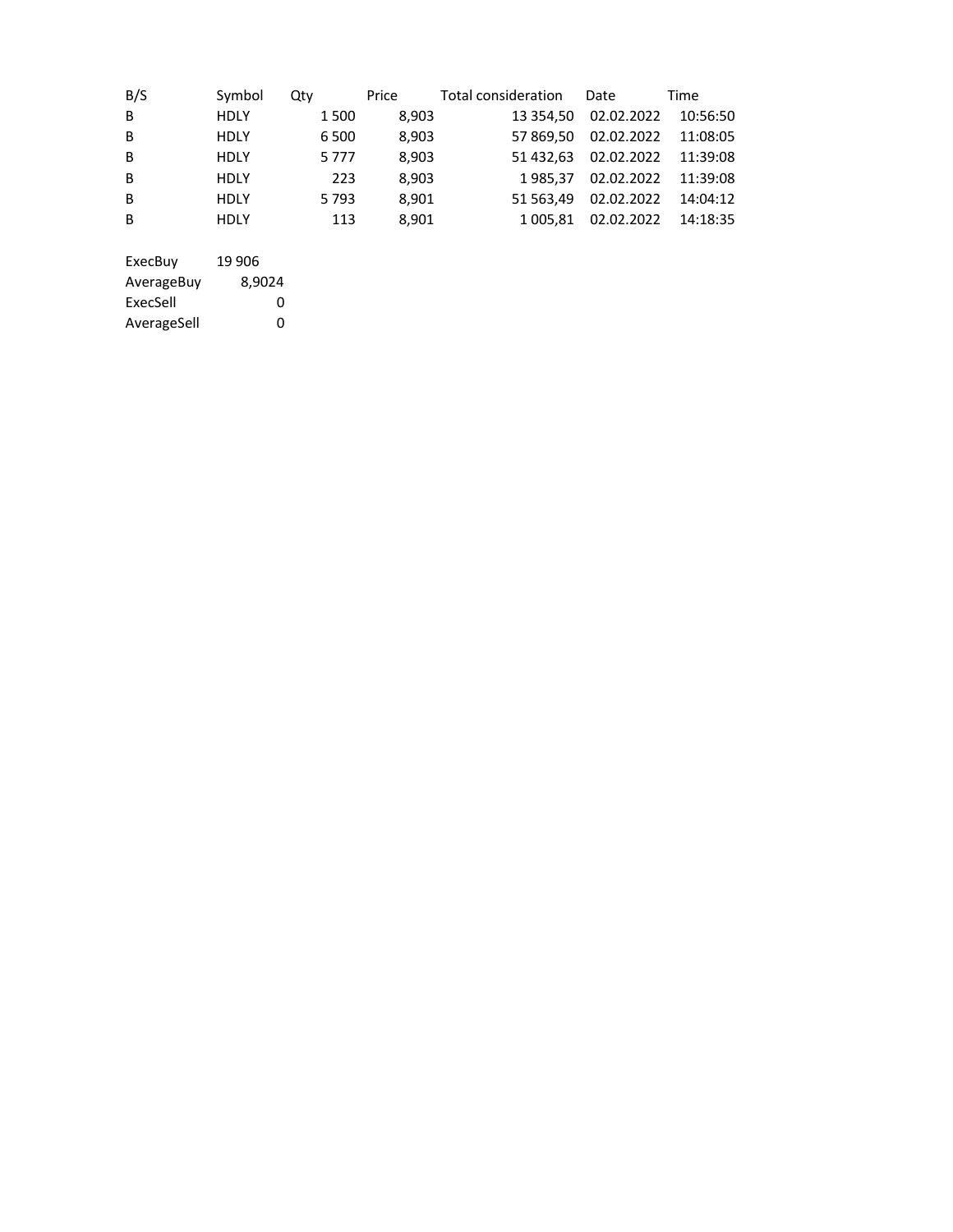| B/S | Symbol | Qty | Price | Total consideration | Date | Time |
| --- | --- | --- | --- | --- | --- | --- |
| B | HDLY | 1 500 | 8,903 | 13 354,50 | 02.02.2022 | 10:56:50 |
| B | HDLY | 6 500 | 8,903 | 57 869,50 | 02.02.2022 | 11:08:05 |
| B | HDLY | 5 777 | 8,903 | 51 432,63 | 02.02.2022 | 11:39:08 |
| B | HDLY | 223 | 8,903 | 1 985,37 | 02.02.2022 | 11:39:08 |
| B | HDLY | 5 793 | 8,901 | 51 563,49 | 02.02.2022 | 14:04:12 |
| B | HDLY | 113 | 8,901 | 1 005,81 | 02.02.2022 | 14:18:35 |

| | |
| --- | --- |
| ExecBuy | 19 906 |
| AverageBuy | 8,9024 |
| ExecSell | 0 |
| AverageSell | 0 |